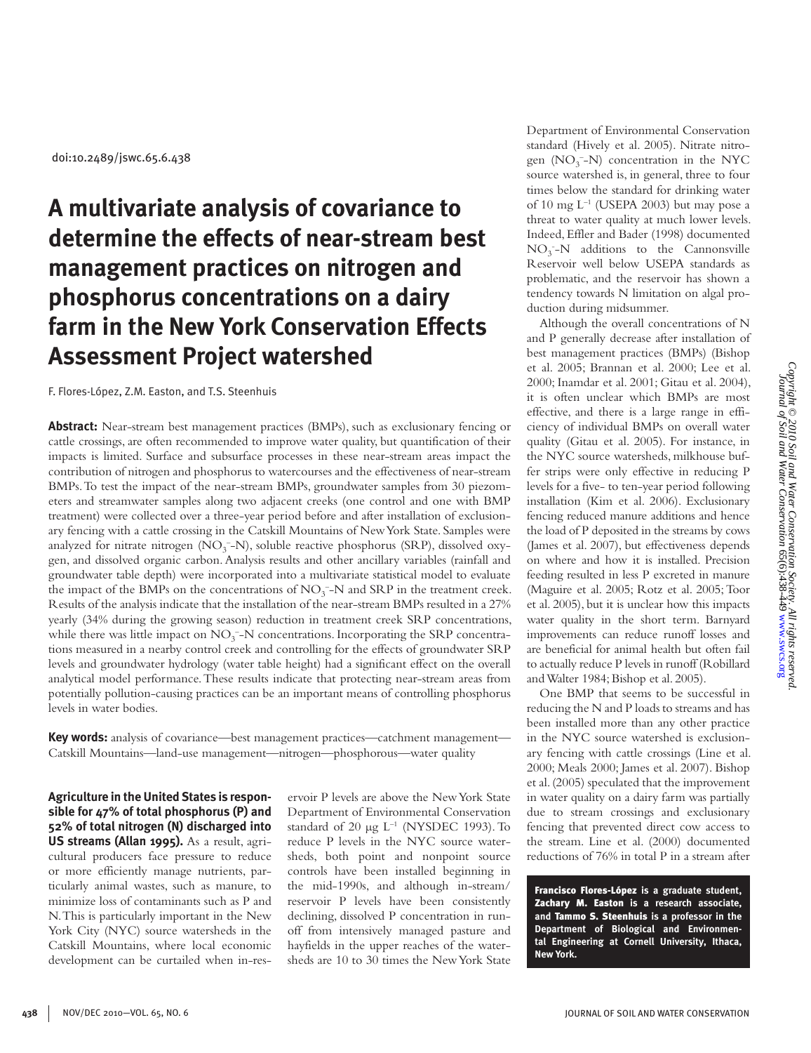doi:10.2489/jswc.65.6.438

# A multivariate analysis of covariance to determine the effects of near-stream best management practices on nitrogen and phosphorus concentrations on a dairy farm in the New York Conservation Effects Assessment Project watershed

F. Flores-López, Z.M. Easton, and T.S. Steenhuis

**Abstract:** Near-stream best management practices (BMPs), such as exclusionary fencing or cattle crossings, are often recommended to improve water quality, but quantification of their impacts is limited. Surface and subsurface processes in these near-stream areas impact the contribution of nitrogen and phosphorus to watercourses and the effectiveness of near-stream BMPs. To test the impact of the near-stream BMPs, groundwater samples from 30 piezometers and streamwater samples along two adjacent creeks (one control and one with BMP treatment) were collected over a three-year period before and after installation of exclusionary fencing with a cattle crossing in the Catskill Mountains of New York State. Samples were analyzed for nitrate nitrogen ($NO_3^-$-N), soluble reactive phosphorus (SRP), dissolved oxygen, and dissolved organic carbon. Analysis results and other ancillary variables (rainfall and groundwater table depth) were incorporated into a multivariate statistical model to evaluate the impact of the BMPs on the concentrations of $NO_3^-$-N and SRP in the treatment creek. Results of the analysis indicate that the installation of the near-stream BMPs resulted in a 27% yearly (34% during the growing season) reduction in treatment creek SRP concentrations, while there was little impact on $NO_3^-$-N concentrations. Incorporating the SRP concentrations measured in a nearby control creek and controlling for the effects of groundwater SRP levels and groundwater hydrology (water table height) had a significant effect on the overall analytical model performance. These results indicate that protecting near-stream areas from potentially pollution-causing practices can be an important means of controlling phosphorus levels in water bodies.

**Key words:** analysis of covariance—best management practices—catchment management—Catskill Mountains—land-use management—nitrogen—phosphorous—water quality

**Agriculture in the United States is responsible for 47% of total phosphorus (P) and 52% of total nitrogen (N) discharged into US streams (Allan 1995).** As a result, agricultural producers face pressure to reduce or more efficiently manage nutrients, particularly animal wastes, such as manure, to minimize loss of contaminants such as P and N. This is particularly important in the New York City (NYC) source watersheds in the Catskill Mountains, where local economic development can be curtailed when in-reservoir P levels are above the New York State Department of Environmental Conservation standard of 20 μg $L^{-1}$ (NYSDEC 1993). To reduce P levels in the NYC source watersheds, both point and nonpoint source controls have been installed beginning in the mid-1990s, and although in-stream/reservoir P levels have been consistently declining, dissolved P concentration in runoff from intensively managed pasture and hayfields in the upper reaches of the watersheds are 10 to 30 times the New York State Department of Environmental Conservation standard (Hively et al. 2005). Nitrate nitrogen ($NO_3^-$-N) concentration in the NYC source watershed is, in general, three to four times below the standard for drinking water of 10 mg $L^{-1}$ (USEPA 2003) but may pose a threat to water quality at much lower levels. Indeed, Effler and Bader (1998) documented $NO_3^-$-N additions to the Cannonsville Reservoir well below USEPA standards as problematic, and the reservoir has shown a tendency towards N limitation on algal production during midsummer.

Although the overall concentrations of N and P generally decrease after installation of best management practices (BMPs) (Bishop et al. 2005; Brannan et al. 2000; Lee et al. 2000; Inamdar et al. 2001; Gitau et al. 2004), it is often unclear which BMPs are most effective, and there is a large range in efficiency of individual BMPs on overall water quality (Gitau et al. 2005). For instance, in the NYC source watersheds, milkhouse buffer strips were only effective in reducing P levels for a five- to ten-year period following installation (Kim et al. 2006). Exclusionary fencing reduced manure additions and hence the load of P deposited in the streams by cows (James et al. 2007), but effectiveness depends on where and how it is installed. Precision feeding resulted in less P excreted in manure (Maguire et al. 2005; Rotz et al. 2005; Toor et al. 2005), but it is unclear how this impacts water quality in the short term. Barnyard improvements can reduce runoff losses and are beneficial for animal health but often fail to actually reduce P levels in runoff (Robillard and Walter 1984; Bishop et al. 2005).

One BMP that seems to be successful in reducing the N and P loads to streams and has been installed more than any other practice in the NYC source watershed is exclusionary fencing with cattle crossings (Line et al. 2000; Meals 2000; James et al. 2007). Bishop et al. (2005) speculated that the improvement in water quality on a dairy farm was partially due to stream crossings and exclusionary fencing that prevented direct cow access to the stream. Line et al. (2000) documented reductions of 76% in total P in a stream after

**Francisco Flores-López** is a graduate student, **Zachary M. Easton** is a research associate, and **Tammo S. Steenhuis** is a professor in the Department of Biological and Environmental Engineering at Cornell University, Ithaca, New York.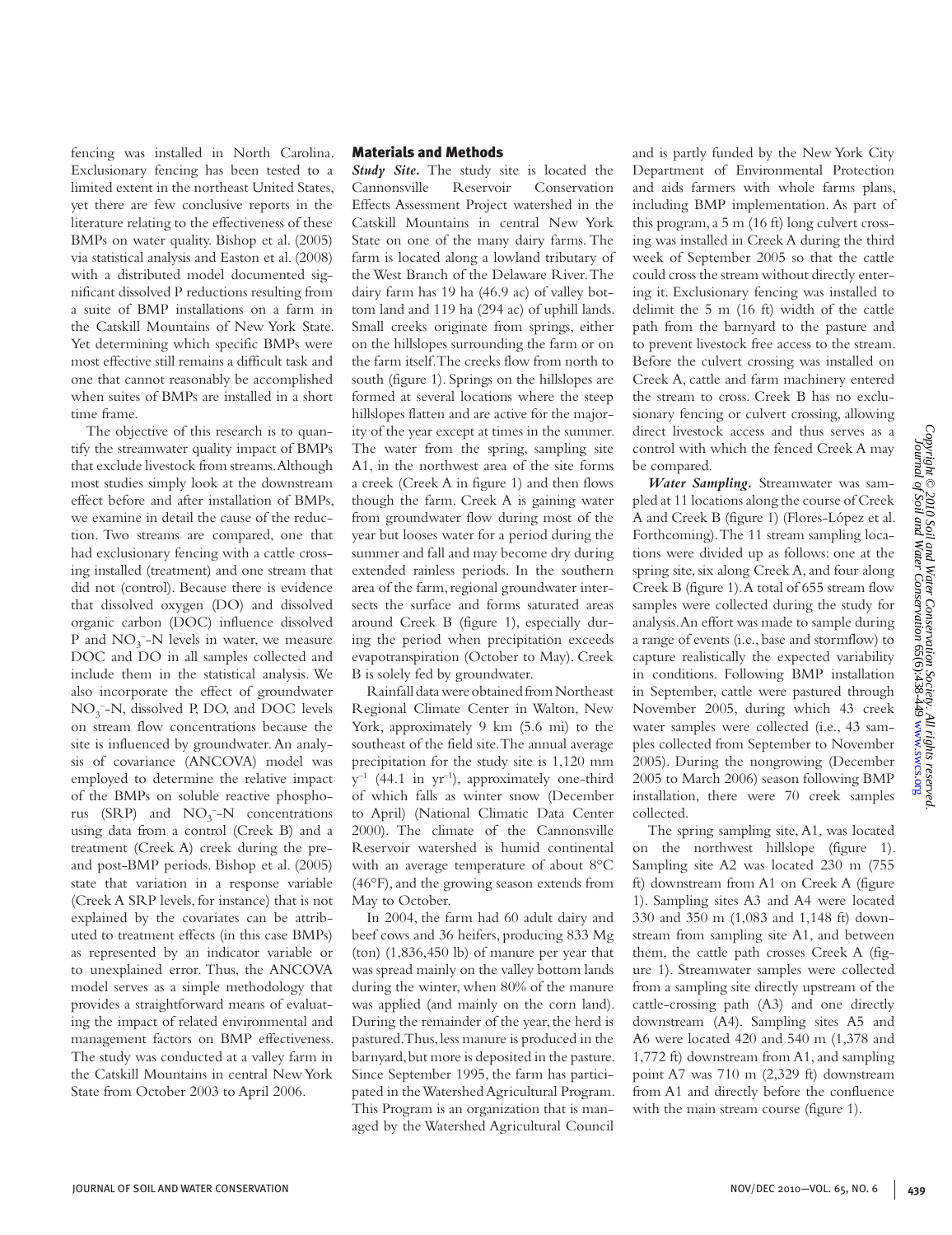fencing was installed in North Carolina. Exclusionary fencing has been tested to a limited extent in the northeast United States, yet there are few conclusive reports in the literature relating to the effectiveness of these BMPs on water quality. Bishop et al. (2005) via statistical analysis and Easton et al. (2008) with a distributed model documented significant dissolved P reductions resulting from a suite of BMP installations on a farm in the Catskill Mountains of New York State. Yet determining which specific BMPs were most effective still remains a difficult task and one that cannot reasonably be accomplished when suites of BMPs are installed in a short time frame.

The objective of this research is to quantify the streamwater quality impact of BMPs that exclude livestock from streams. Although most studies simply look at the downstream effect before and after installation of BMPs, we examine in detail the cause of the reduction. Two streams are compared, one that had exclusionary fencing with a cattle crossing installed (treatment) and one stream that did not (control). Because there is evidence that dissolved oxygen (DO) and dissolved organic carbon (DOC) influence dissolved P and $NO_3^-$-N levels in water, we measure DOC and DO in all samples collected and include them in the statistical analysis. We also incorporate the effect of groundwater $NO_3^-$-N, dissolved P, DO, and DOC levels on stream flow concentrations because the site is influenced by groundwater. An analysis of covariance (ANCOVA) model was employed to determine the relative impact of the BMPs on soluble reactive phosphorus (SRP) and $NO_3^-$-N concentrations using data from a control (Creek B) and a treatment (Creek A) creek during the pre- and post-BMP periods. Bishop et al. (2005) state that variation in a response variable (Creek A SRP levels, for instance) that is not explained by the covariates can be attributed to treatment effects (in this case BMPs) as represented by an indicator variable or to unexplained error. Thus, the ANCOVA model serves as a simple methodology that provides a straightforward means of evaluating the impact of related environmental and management factors on BMP effectiveness. The study was conducted at a valley farm in the Catskill Mountains in central New York State from October 2003 to April 2006.

## Materials and Methods

***Study Site.*** The study site is located the Cannonsville Reservoir Conservation Effects Assessment Project watershed in the Catskill Mountains in central New York State on one of the many dairy farms. The farm is located along a lowland tributary of the West Branch of the Delaware River. The dairy farm has 19 ha (46.9 ac) of valley bottom land and 119 ha (294 ac) of uphill lands. Small creeks originate from springs, either on the hillslopes surrounding the farm or on the farm itself. The creeks flow from north to south (figure 1). Springs on the hillslopes are formed at several locations where the steep hillslopes flatten and are active for the majority of the year except at times in the summer. The water from the spring, sampling site A1, in the northwest area of the site forms a creek (Creek A in figure 1) and then flows though the farm. Creek A is gaining water from groundwater flow during most of the year but looses water for a period during the summer and fall and may become dry during extended rainless periods. In the southern area of the farm, regional groundwater intersects the surface and forms saturated areas around Creek B (figure 1), especially during the period when precipitation exceeds evapotranspiration (October to May). Creek B is solely fed by groundwater.

Rainfall data were obtained from Northeast Regional Climate Center in Walton, New York, approximately 9 km (5.6 mi) to the southeast of the field site. The annual average precipitation for the study site is 1,120 mm $y^{-1}$ (44.1 in $yr^{-1}$), approximately one-third of which falls as winter snow (December to April) (National Climatic Data Center 2000). The climate of the Cannonsville Reservoir watershed is humid continental with an average temperature of about 8°C (46°F), and the growing season extends from May to October.

In 2004, the farm had 60 adult dairy and beef cows and 36 heifers, producing 833 Mg (ton) (1,836,450 lb) of manure per year that was spread mainly on the valley bottom lands during the winter, when 80% of the manure was applied (and mainly on the corn land). During the remainder of the year, the herd is pastured. Thus, less manure is produced in the barnyard, but more is deposited in the pasture. Since September 1995, the farm has participated in the Watershed Agricultural Program. This Program is an organization that is managed by the Watershed Agricultural Council and is partly funded by the New York City Department of Environmental Protection and aids farmers with whole farms plans, including BMP implementation. As part of this program, a 5 m (16 ft) long culvert crossing was installed in Creek A during the third week of September 2005 so that the cattle could cross the stream without directly entering it. Exclusionary fencing was installed to delimit the 5 m (16 ft) width of the cattle path from the barnyard to the pasture and to prevent livestock free access to the stream. Before the culvert crossing was installed on Creek A, cattle and farm machinery entered the stream to cross. Creek B has no exclusionary fencing or culvert crossing, allowing direct livestock access and thus serves as a control with which the fenced Creek A may be compared.

***Water Sampling.*** Streamwater was sampled at 11 locations along the course of Creek A and Creek B (figure 1) (Flores-López et al. Forthcoming). The 11 stream sampling locations were divided up as follows: one at the spring site, six along Creek A, and four along Creek B (figure 1). A total of 655 stream flow samples were collected during the study for analysis. An effort was made to sample during a range of events (i.e., base and stormflow) to capture realistically the expected variability in conditions. Following BMP installation in September, cattle were pastured through November 2005, during which 43 creek water samples were collected (i.e., 43 samples collected from September to November 2005). During the nongrowing (December 2005 to March 2006) season following BMP installation, there were 70 creek samples collected.

The spring sampling site, A1, was located on the northwest hillslope (figure 1). Sampling site A2 was located 230 m (755 ft) downstream from A1 on Creek A (figure 1). Sampling sites A3 and A4 were located 330 and 350 m (1,083 and 1,148 ft) downstream from sampling site A1, and between them, the cattle path crosses Creek A (figure 1). Streamwater samples were collected from a sampling site directly upstream of the cattle-crossing path (A3) and one directly downstream (A4). Sampling sites A5 and A6 were located 420 and 540 m (1,378 and 1,772 ft) downstream from A1, and sampling point A7 was 710 m (2,329 ft) downstream from A1 and directly before the confluence with the main stream course (figure 1).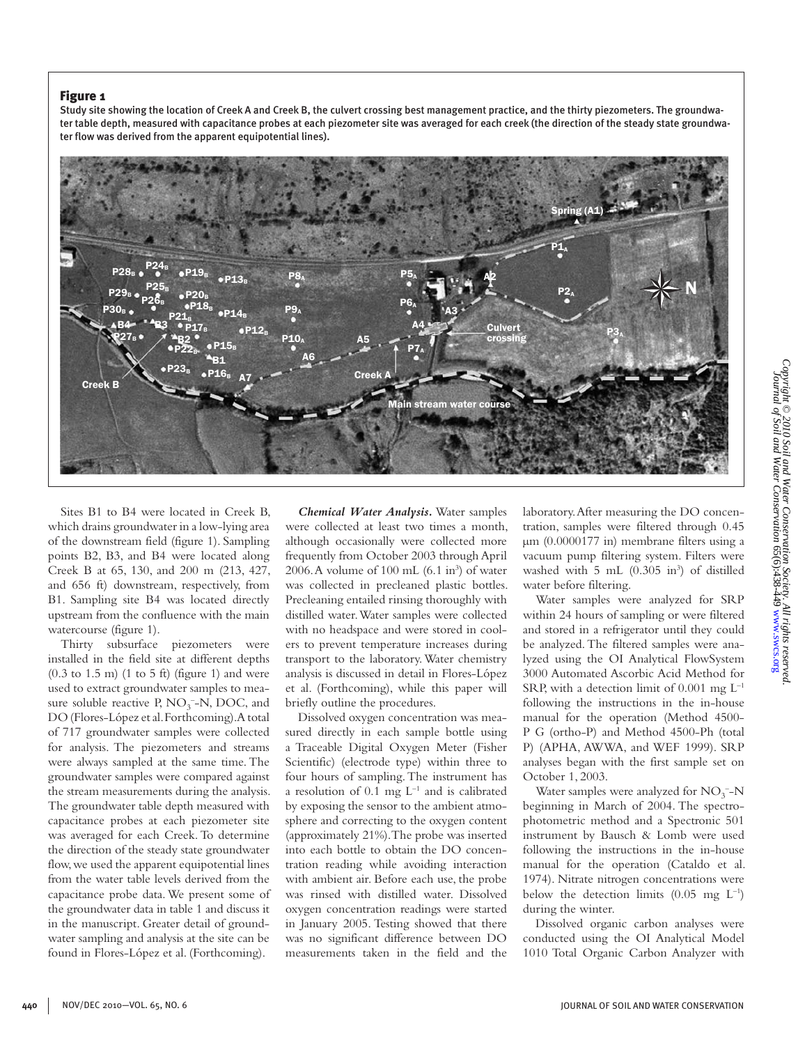**Figure 1**

Study site showing the location of Creek A and Creek B, the culvert crossing best management practice, and the thirty piezometers. The groundwater table depth, measured with capacitance probes at each piezometer site was averaged for each creek (the direction of the steady state groundwater flow was derived from the apparent equipotential lines).

Sites B1 to B4 were located in Creek B, which drains groundwater in a low-lying area of the downstream field (figure 1). Sampling points B2, B3, and B4 were located along Creek B at 65, 130, and 200 m (213, 427, and 656 ft) downstream, respectively, from B1. Sampling site B4 was located directly upstream from the confluence with the main watercourse (figure 1).

Thirty subsurface piezometers were installed in the field site at different depths (0.3 to 1.5 m) (1 to 5 ft) (figure 1) and were used to extract groundwater samples to measure soluble reactive P, $NO_3^-$-N, DOC, and DO (Flores-López et al. Forthcoming). A total of 717 groundwater samples were collected for analysis. The piezometers and streams were always sampled at the same time. The groundwater samples were compared against the stream measurements during the analysis. The groundwater table depth measured with capacitance probes at each piezometer site was averaged for each Creek. To determine the direction of the steady state groundwater flow, we used the apparent equipotential lines from the water table levels derived from the capacitance probe data. We present some of the groundwater data in table 1 and discuss it in the manuscript. Greater detail of groundwater sampling and analysis at the site can be found in Flores-López et al. (Forthcoming).

***Chemical Water Analysis.*** Water samples were collected at least two times a month, although occasionally were collected more frequently from October 2003 through April 2006. A volume of 100 mL (6.1 in$^3$) of water was collected in precleaned plastic bottles. Precleaning entailed rinsing thoroughly with distilled water. Water samples were collected with no headspace and were stored in coolers to prevent temperature increases during transport to the laboratory. Water chemistry analysis is discussed in detail in Flores-López et al. (Forthcoming), while this paper will briefly outline the procedures.

Dissolved oxygen concentration was measured directly in each sample bottle using a Traceable Digital Oxygen Meter (Fisher Scientific) (electrode type) within three to four hours of sampling. The instrument has a resolution of 0.1 mg L$^{-1}$ and is calibrated by exposing the sensor to the ambient atmosphere and correcting to the oxygen content (approximately 21%). The probe was inserted into each bottle to obtain the DO concentration reading while avoiding interaction with ambient air. Before each use, the probe was rinsed with distilled water. Dissolved oxygen concentration readings were started in January 2005. Testing showed that there was no significant difference between DO measurements taken in the field and the laboratory. After measuring the DO concentration, samples were filtered through 0.45 µm (0.0000177 in) membrane filters using a vacuum pump filtering system. Filters were washed with 5 mL (0.305 in$^3$) of distilled water before filtering.

Water samples were analyzed for SRP within 24 hours of sampling or were filtered and stored in a refrigerator until they could be analyzed. The filtered samples were analyzed using the OI Analytical FlowSystem 3000 Automated Ascorbic Acid Method for SRP, with a detection limit of 0.001 mg L$^{-1}$ following the instructions in the in-house manual for the operation (Method 4500-P G (ortho-P) and Method 4500-Ph (total P) (APHA, AWWA, and WEF 1999). SRP analyses began with the first sample set on October 1, 2003.

Water samples were analyzed for $NO_3^-$-N beginning in March of 2004. The spectrophotometric method and a Spectronic 501 instrument by Bausch & Lomb were used following the instructions in the in-house manual for the operation (Cataldo et al. 1974). Nitrate nitrogen concentrations were below the detection limits (0.05 mg L$^{-1}$) during the winter.

Dissolved organic carbon analyses were conducted using the OI Analytical Model 1010 Total Organic Carbon Analyzer with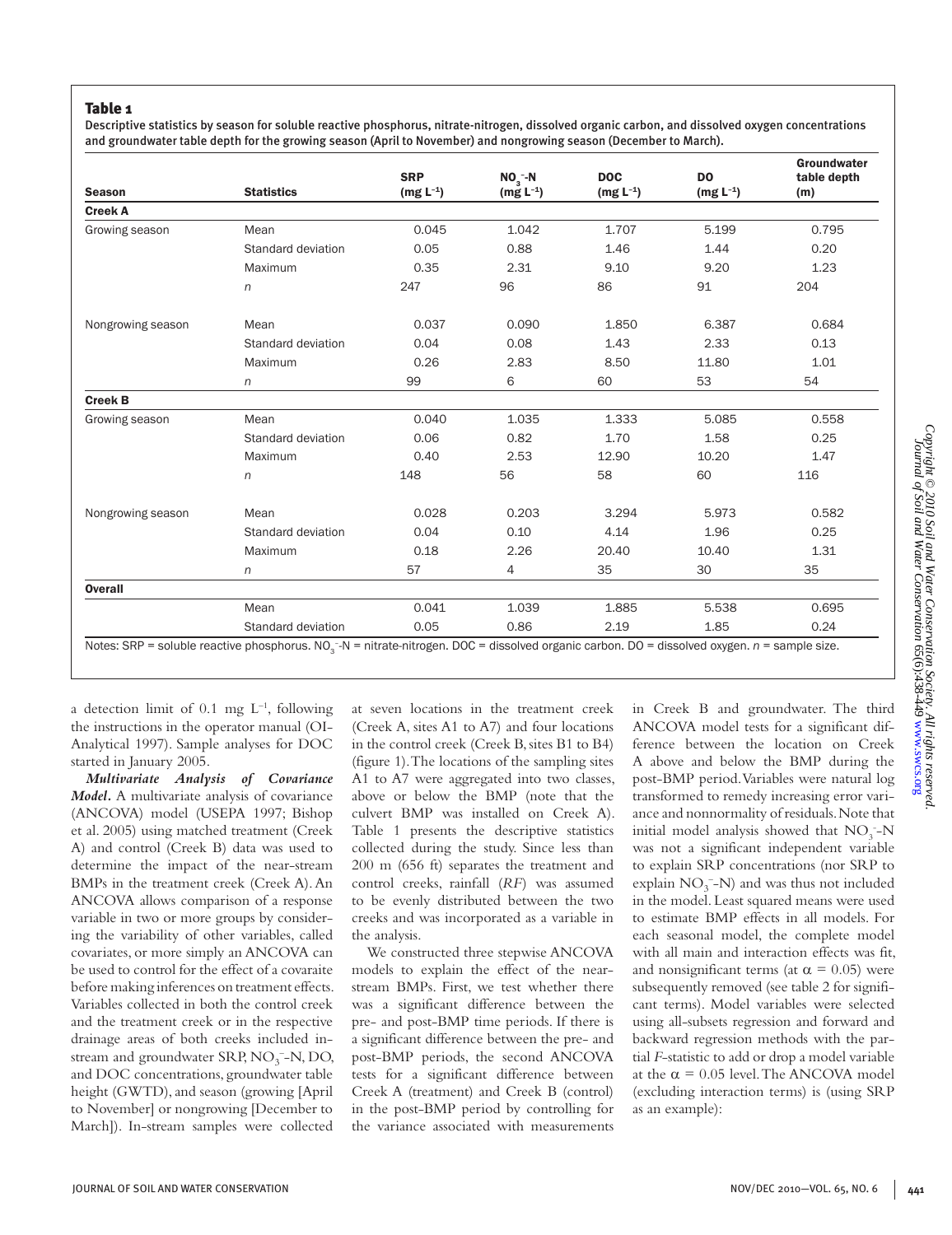**Table 1**

Descriptive statistics by season for soluble reactive phosphorus, nitrate-nitrogen, dissolved organic carbon, and dissolved oxygen concentrations and groundwater table depth for the growing season (April to November) and nongrowing season (December to March).

| Season | Statistics | SRP (mg $L^{-1}$) | $NO_3^-$-N (mg $L^{-1}$) | DOC (mg $L^{-1}$) | DO (mg $L^{-1}$) | Groundwater table depth (m) |
|---|---|---|---|---|---|---|
| **Creek A** | | | | | | |
| Growing season | Mean | 0.045 | 1.042 | 1.707 | 5.199 | 0.795 |
| | Standard deviation | 0.05 | 0.88 | 1.46 | 1.44 | 0.20 |
| | Maximum | 0.35 | 2.31 | 9.10 | 9.20 | 1.23 |
| | $n$ | 247 | 96 | 86 | 91 | 204 |
| Nongrowing season | Mean | 0.037 | 0.090 | 1.850 | 6.387 | 0.684 |
| | Standard deviation | 0.04 | 0.08 | 1.43 | 2.33 | 0.13 |
| | Maximum | 0.26 | 2.83 | 8.50 | 11.80 | 1.01 |
| | $n$ | 99 | 6 | 60 | 53 | 54 |
| **Creek B** | | | | | | |
| Growing season | Mean | 0.040 | 1.035 | 1.333 | 5.085 | 0.558 |
| | Standard deviation | 0.06 | 0.82 | 1.70 | 1.58 | 0.25 |
| | Maximum | 0.40 | 2.53 | 12.90 | 10.20 | 1.47 |
| | $n$ | 148 | 56 | 58 | 60 | 116 |
| Nongrowing season | Mean | 0.028 | 0.203 | 3.294 | 5.973 | 0.582 |
| | Standard deviation | 0.04 | 0.10 | 4.14 | 1.96 | 0.25 |
| | Maximum | 0.18 | 2.26 | 20.40 | 10.40 | 1.31 |
| | $n$ | 57 | 4 | 35 | 30 | 35 |
| **Overall** | | | | | | |
| | Mean | 0.041 | 1.039 | 1.885 | 5.538 | 0.695 |
| | Standard deviation | 0.05 | 0.86 | 2.19 | 1.85 | 0.24 |

Notes: SRP = soluble reactive phosphorus. $NO_3^-$-N = nitrate-nitrogen. DOC = dissolved organic carbon. DO = dissolved oxygen. $n$ = sample size.

a detection limit of 0.1 mg $L^{-1}$, following the instructions in the operator manual (OI-Analytical 1997). Sample analyses for DOC started in January 2005.

***Multivariate Analysis of Covariance Model.*** A multivariate analysis of covariance (ANCOVA) model (USEPA 1997; Bishop et al. 2005) using matched treatment (Creek A) and control (Creek B) data was used to determine the impact of the near-stream BMPs in the treatment creek (Creek A). An ANCOVA allows comparison of a response variable in two or more groups by considering the variability of other variables, called covariates, or more simply an ANCOVA can be used to control for the effect of a covaraite before making inferences on treatment effects. Variables collected in both the control creek and the treatment creek or in the respective drainage areas of both creeks included in-stream and groundwater SRP, $NO_3^-$-N, DO, and DOC concentrations, groundwater table height (GWTD), and season (growing [April to November] or nongrowing [December to March]). In-stream samples were collected at seven locations in the treatment creek (Creek A, sites A1 to A7) and four locations in the control creek (Creek B, sites B1 to B4) (figure 1). The locations of the sampling sites A1 to A7 were aggregated into two classes, above or below the BMP (note that the culvert BMP was installed on Creek A). Table 1 presents the descriptive statistics collected during the study. Since less than 200 m (656 ft) separates the treatment and control creeks, rainfall (*RF*) was assumed to be evenly distributed between the two creeks and was incorporated as a variable in the analysis.

We constructed three stepwise ANCOVA models to explain the effect of the near-stream BMPs. First, we test whether there was a significant difference between the pre- and post-BMP time periods. If there is a significant difference between the pre- and post-BMP periods, the second ANCOVA tests for a significant difference between Creek A (treatment) and Creek B (control) in the post-BMP period by controlling for the variance associated with measurements in Creek B and groundwater. The third ANCOVA model tests for a significant difference between the location on Creek A above and below the BMP during the post-BMP period. Variables were natural log transformed to remedy increasing error variance and nonnormality of residuals. Note that initial model analysis showed that $NO_3^-$-N was not a significant independent variable to explain SRP concentrations (nor SRP to explain $NO_3^-$-N) and was thus not included in the model. Least squared means were used to estimate BMP effects in all models. For each seasonal model, the complete model with all main and interaction effects was fit, and nonsignificant terms (at $\alpha = 0.05$) were subsequently removed (see table 2 for significant terms). Model variables were selected using all-subsets regression and forward and backward regression methods with the partial *F*-statistic to add or drop a model variable at the $\alpha = 0.05$ level. The ANCOVA model (excluding interaction terms) is (using SRP as an example):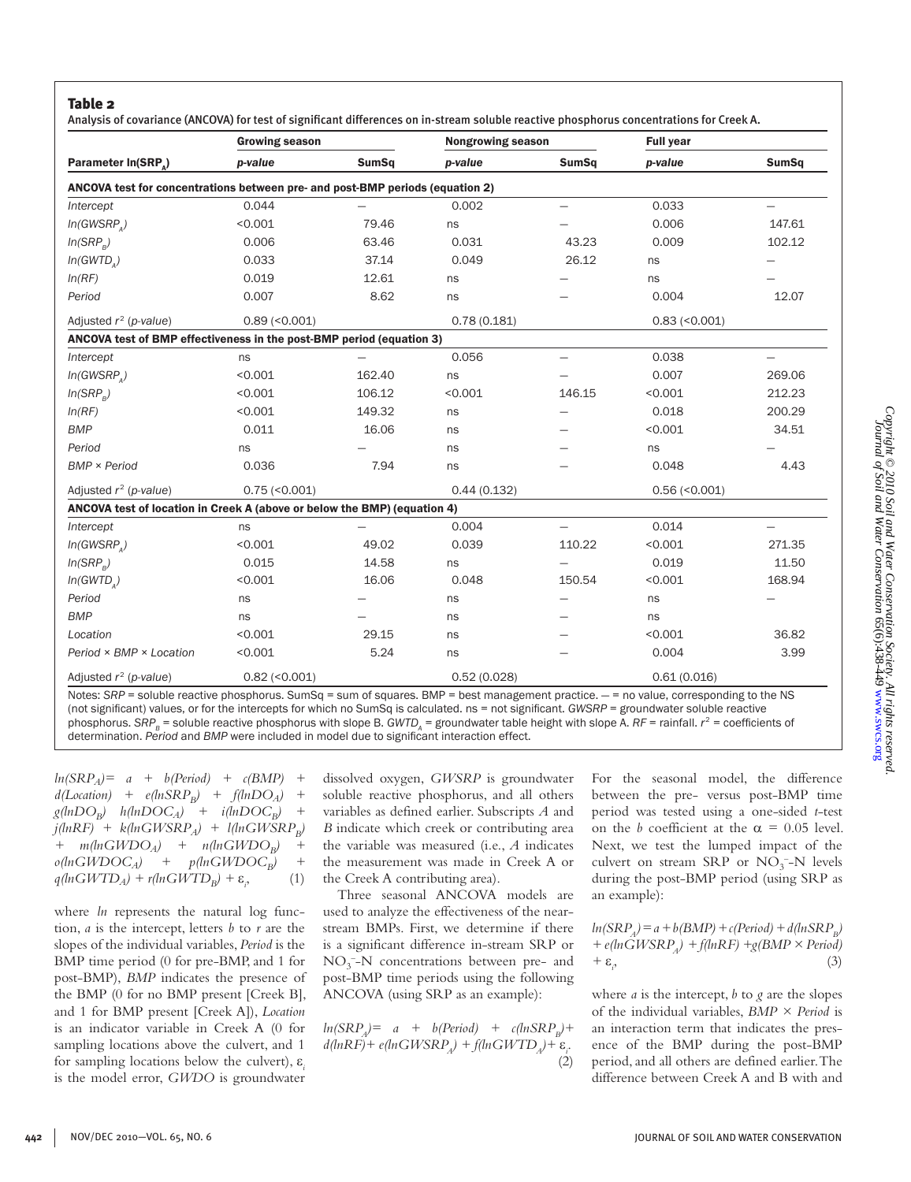**Table 2**

Analysis of covariance (ANCOVA) for test of significant differences on in-stream soluble reactive phosphorus concentrations for Creek A.

| Parameter $ln(SRP_A)$ | Growing season | | Nongrowing season | | Full year | |
|---|---|---|---|---|---|---|
| | *p-value* | SumSq | *p-value* | SumSq | *p-value* | SumSq |
| **ANCOVA test for concentrations between pre- and post-BMP periods (equation 2)** | | | | | | |
| *Intercept* | 0.044 | — | 0.002 | — | 0.033 | — |
| *ln(GWSRP$_A$)* | <0.001 | 79.46 | ns | — | 0.006 | 147.61 |
| *ln(SRP$_B$)* | 0.006 | 63.46 | 0.031 | 43.23 | 0.009 | 102.12 |
| *ln(GWTD$_A$)* | 0.033 | 37.14 | 0.049 | 26.12 | ns | — |
| *ln(RF)* | 0.019 | 12.61 | ns | — | ns | — |
| *Period* | 0.007 | 8.62 | ns | — | 0.004 | 12.07 |
| Adjusted $r^2$ (*p-value*) | 0.89 (<0.001) | | 0.78 (0.181) | | 0.83 (<0.001) | |
| **ANCOVA test of BMP effectiveness in the post-BMP period (equation 3)** | | | | | | |
| *Intercept* | ns | — | 0.056 | — | 0.038 | — |
| *ln(GWSRP$_A$)* | <0.001 | 162.40 | ns | — | 0.007 | 269.06 |
| *ln(SRP$_B$)* | <0.001 | 106.12 | <0.001 | 146.15 | <0.001 | 212.23 |
| *ln(RF)* | <0.001 | 149.32 | ns | — | 0.018 | 200.29 |
| *BMP* | 0.011 | 16.06 | ns | — | <0.001 | 34.51 |
| *Period* | ns | — | ns | — | ns | — |
| *BMP × Period* | 0.036 | 7.94 | ns | — | 0.048 | 4.43 |
| Adjusted $r^2$ (*p-value*) | 0.75 (<0.001) | | 0.44 (0.132) | | 0.56 (<0.001) | |
| **ANCOVA test of location in Creek A (above or below the BMP) (equation 4)** | | | | | | |
| *Intercept* | ns | — | 0.004 | — | 0.014 | — |
| *ln(GWSRP$_A$)* | <0.001 | 49.02 | 0.039 | 110.22 | <0.001 | 271.35 |
| *ln(SRP$_B$)* | 0.015 | 14.58 | ns | — | 0.019 | 11.50 |
| *ln(GWTD$_A$)* | <0.001 | 16.06 | 0.048 | 150.54 | <0.001 | 168.94 |
| *Period* | ns | — | ns | — | ns | — |
| *BMP* | ns | — | ns | — | ns | |
| *Location* | <0.001 | 29.15 | ns | — | <0.001 | 36.82 |
| *Period × BMP × Location* | <0.001 | 5.24 | ns | — | 0.004 | 3.99 |
| Adjusted $r^2$ (*p-value*) | 0.82 (<0.001) | | 0.52 (0.028) | | 0.61 (0.016) | |

Notes: *SRP* = soluble reactive phosphorus. SumSq = sum of squares. BMP = best management practice. — = no value, corresponding to the NS (not significant) values, or for the intercepts for which no SumSq is calculated. ns = not significant. *GWSRP* = groundwater soluble reactive phosphorus. $SRP_B$ = soluble reactive phosphorus with slope B. $GWTD_A$ = groundwater table height with slope A. *RF* = rainfall. $r^2$ = coefficients of determination. *Period* and *BMP* were included in model due to significant interaction effect.

$$ln(SRP_A) = a + b(Period) + c(BMP) + d(Location) + e(lnSRP_B) + f(lnDO_A) + g(lnDO_B)\ h(lnDOC_A) + i(lnDOC_B) + j(lnRF) + k(lnGWSRP_A) + l(lnGWSRP_B) + m(lnGWDO_A) + n(lnGWDO_B) + o(lnGWDOC_A) + p(lnGWDOC_B) + q(lnGWTD_A) + r(lnGWTD_B) + \varepsilon_i, \quad (1)$$

where *ln* represents the natural log function, *a* is the intercept, letters *b* to *r* are the slopes of the individual variables, *Period* is the BMP time period (0 for pre-BMP, and 1 for post-BMP), *BMP* indicates the presence of the BMP (0 for no BMP present [Creek B], and 1 for BMP present [Creek A]), *Location* is an indicator variable in Creek A (0 for sampling locations above the culvert, and 1 for sampling locations below the culvert), $\varepsilon_i$ is the model error, *GWDO* is groundwater dissolved oxygen, *GWSRP* is groundwater soluble reactive phosphorus, and all others variables as defined earlier. Subscripts *A* and *B* indicate which creek or contributing area the variable was measured (i.e., *A* indicates the measurement was made in Creek A or the Creek A contributing area).

Three seasonal ANCOVA models are used to analyze the effectiveness of the near-stream BMPs. First, we determine if there is a significant difference in-stream SRP or $NO_3^-$-N concentrations between pre- and post-BMP time periods using the following ANCOVA (using SRP as an example):

$$ln(SRP_A) = a + b(Period) + c(lnSRP_B) + d(lnRF) + e(lnGWSRP_A) + f(lnGWTD_A) + \varepsilon_i. \quad (2)$$

For the seasonal model, the difference between the pre- versus post-BMP time period was tested using a one-sided *t*-test on the *b* coefficient at the $\alpha = 0.05$ level. Next, we test the lumped impact of the culvert on stream SRP or $NO_3^-$-N levels during the post-BMP period (using SRP as an example):

$$ln(SRP_A) = a + b(BMP) + c(Period) + d(lnSRP_B) + e(lnGWSRP_A) + f(lnRF) + g(BMP \times Period) + \varepsilon_i, \quad (3)$$

where *a* is the intercept, *b* to *g* are the slopes of the individual variables, *BMP × Period* is an interaction term that indicates the presence of the BMP during the post-BMP period, and all others are defined earlier. The difference between Creek A and B with and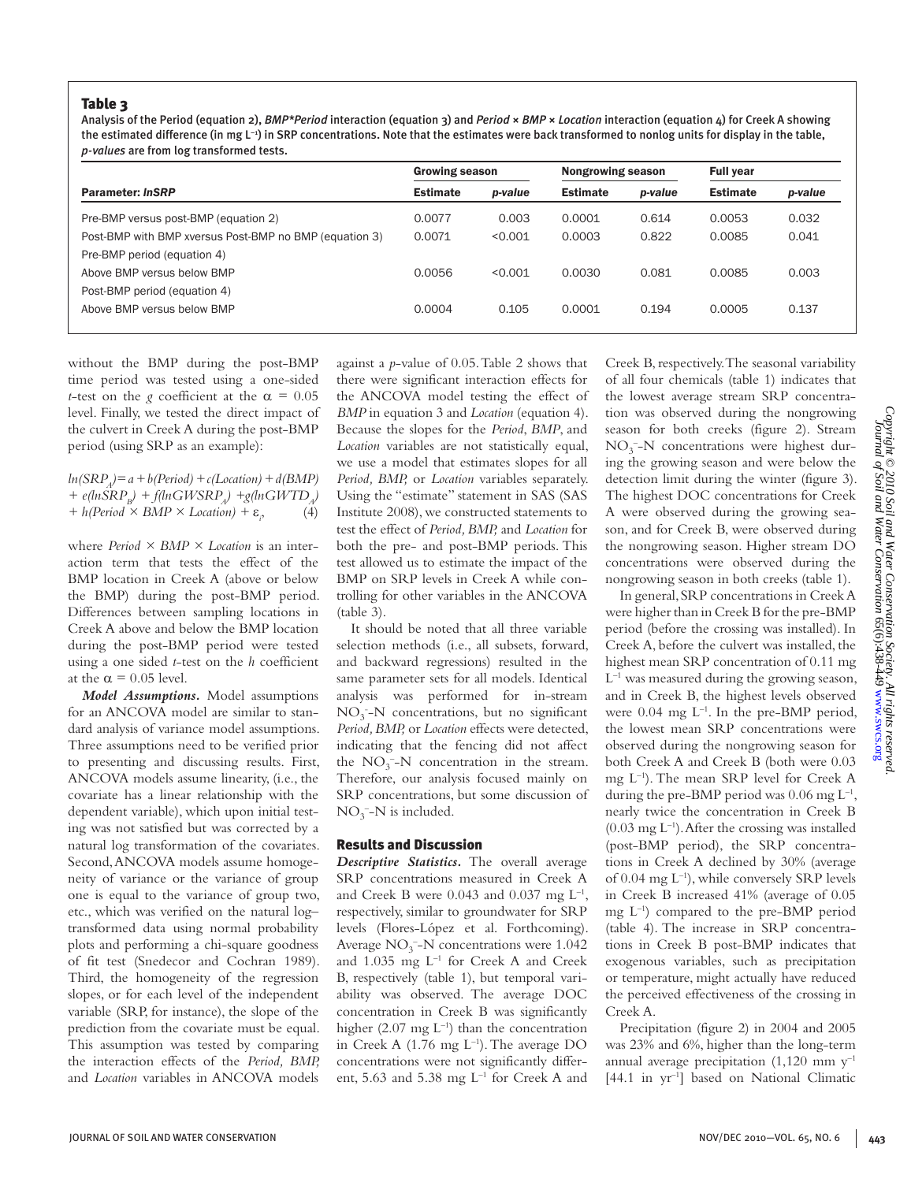**Table 3**

Analysis of the Period (equation 2), *BMP\*Period* interaction (equation 3) and *Period × BMP × Location* interaction (equation 4) for Creek A showing the estimated difference (in mg $L^{-1}$) in SRP concentrations. Note that the estimates were back transformed to nonlog units for display in the table, *p-values* are from log transformed tests.

| Parameter: *lnSRP* | Growing season | | Nongrowing season | | Full year | |
|---|---|---|---|---|---|---|
| | Estimate | *p-value* | Estimate | *p-value* | Estimate | *p-value* |
| Pre-BMP versus post-BMP (equation 2) | 0.0077 | 0.003 | 0.0001 | 0.614 | 0.0053 | 0.032 |
| Post-BMP with BMP xversus Post-BMP no BMP (equation 3) | 0.0071 | <0.001 | 0.0003 | 0.822 | 0.0085 | 0.041 |
| Pre-BMP period (equation 4) | | | | | | |
| Above BMP versus below BMP | 0.0056 | <0.001 | 0.0030 | 0.081 | 0.0085 | 0.003 |
| Post-BMP period (equation 4) | | | | | | |
| Above BMP versus below BMP | 0.0004 | 0.105 | 0.0001 | 0.194 | 0.0005 | 0.137 |

without the BMP during the post-BMP time period was tested using a one-sided *t*-test on the *g* coefficient at the $\alpha = 0.05$ level. Finally, we tested the direct impact of the culvert in Creek A during the post-BMP period (using SRP as an example):

$$ln(SRP_A) = a + b(Period) + c(Location) + d(BMP) + e(lnSRP_B) + f(lnGWSRP_A) + g(lnGWTD_A) + h(Period \times BMP \times Location) + \varepsilon_i, \quad (4)$$

where *Period × BMP × Location* is an interaction term that tests the effect of the BMP location in Creek A (above or below the BMP) during the post-BMP period. Differences between sampling locations in Creek A above and below the BMP location during the post-BMP period were tested using a one sided *t*-test on the *h* coefficient at the $\alpha = 0.05$ level.

***Model Assumptions.*** Model assumptions for an ANCOVA model are similar to standard analysis of variance model assumptions. Three assumptions need to be verified prior to presenting and discussing results. First, ANCOVA models assume linearity, (i.e., the covariate has a linear relationship with the dependent variable), which upon initial testing was not satisfied but was corrected by a natural log transformation of the covariates. Second, ANCOVA models assume homogeneity of variance or the variance of group one is equal to the variance of group two, etc., which was verified on the natural log–transformed data using normal probability plots and performing a chi-square goodness of fit test (Snedecor and Cochran 1989). Third, the homogeneity of the regression slopes, or for each level of the independent variable (SRP, for instance), the slope of the prediction from the covariate must be equal. This assumption was tested by comparing the interaction effects of the *Period, BMP,* and *Location* variables in ANCOVA models against a *p*-value of 0.05. Table 2 shows that there were significant interaction effects for the ANCOVA model testing the effect of *BMP* in equation 3 and *Location* (equation 4). Because the slopes for the *Period*, *BMP*, and *Location* variables are not statistically equal, we use a model that estimates slopes for all *Period, BMP,* or *Location* variables separately. Using the "estimate" statement in SAS (SAS Institute 2008), we constructed statements to test the effect of *Period, BMP,* and *Location* for both the pre- and post-BMP periods. This test allowed us to estimate the impact of the BMP on SRP levels in Creek A while controlling for other variables in the ANCOVA (table 3).

It should be noted that all three variable selection methods (i.e., all subsets, forward, and backward regressions) resulted in the same parameter sets for all models. Identical analysis was performed for in-stream $NO_3^-$-N concentrations, but no significant *Period, BMP,* or *Location* effects were detected, indicating that the fencing did not affect the $NO_3^-$-N concentration in the stream. Therefore, our analysis focused mainly on SRP concentrations, but some discussion of $NO_3^-$-N is included.

## Results and Discussion

***Descriptive Statistics.*** The overall average SRP concentrations measured in Creek A and Creek B were 0.043 and 0.037 mg $L^{-1}$, respectively, similar to groundwater for SRP levels (Flores-López et al. Forthcoming). Average $NO_3^-$-N concentrations were 1.042 and 1.035 mg $L^{-1}$ for Creek A and Creek B, respectively (table 1), but temporal variability was observed. The average DOC concentration in Creek B was significantly higher (2.07 mg $L^{-1}$) than the concentration in Creek A (1.76 mg $L^{-1}$). The average DO concentrations were not significantly different, 5.63 and 5.38 mg $L^{-1}$ for Creek A and Creek B, respectively. The seasonal variability of all four chemicals (table 1) indicates that the lowest average stream SRP concentration was observed during the nongrowing season for both creeks (figure 2). Stream $NO_3^-$-N concentrations were highest during the growing season and were below the detection limit during the winter (figure 3). The highest DOC concentrations for Creek A were observed during the growing season, and for Creek B, were observed during the nongrowing season. Higher stream DO concentrations were observed during the nongrowing season in both creeks (table 1).

In general, SRP concentrations in Creek A were higher than in Creek B for the pre-BMP period (before the crossing was installed). In Creek A, before the culvert was installed, the highest mean SRP concentration of 0.11 mg $L^{-1}$ was measured during the growing season, and in Creek B, the highest levels observed were 0.04 mg $L^{-1}$. In the pre-BMP period, the lowest mean SRP concentrations were observed during the nongrowing season for both Creek A and Creek B (both were 0.03 mg $L^{-1}$). The mean SRP level for Creek A during the pre-BMP period was 0.06 mg $L^{-1}$, nearly twice the concentration in Creek B (0.03 mg $L^{-1}$). After the crossing was installed (post-BMP period), the SRP concentrations in Creek A declined by 30% (average of 0.04 mg $L^{-1}$), while conversely SRP levels in Creek B increased 41% (average of 0.05 mg $L^{-1}$) compared to the pre-BMP period (table 4). The increase in SRP concentrations in Creek B post-BMP indicates that exogenous variables, such as precipitation or temperature, might actually have reduced the perceived effectiveness of the crossing in Creek A.

Precipitation (figure 2) in 2004 and 2005 was 23% and 6%, higher than the long-term annual average precipitation (1,120 mm $y^{-1}$ [44.1 in $yr^{-1}$] based on National Climatic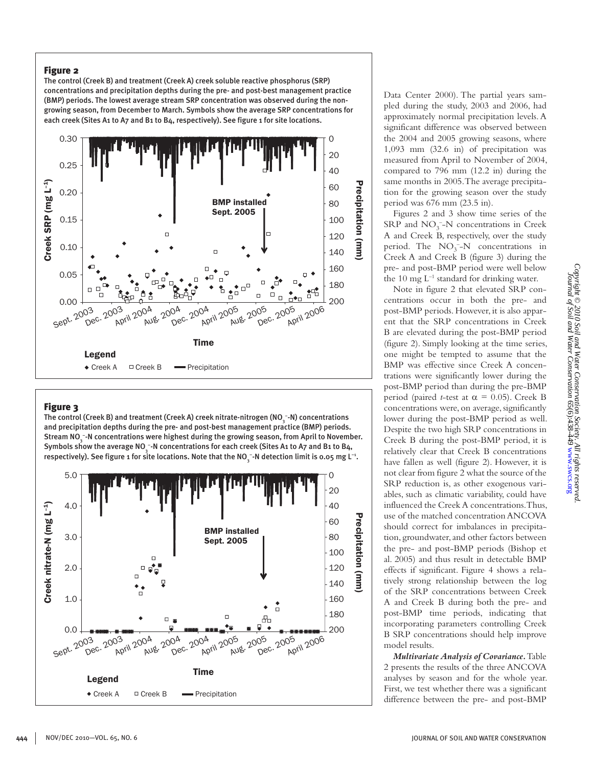## Figure 2

**The control (Creek B) and treatment (Creek A) creek soluble reactive phosphorus (SRP) concentrations and precipitation depths during the pre- and post-best management practice (BMP) periods. The lowest average stream SRP concentration was observed during the non-growing season, from December to March. Symbols show the average SRP concentrations for each creek (Sites A1 to A7 and B1 to B4, respectively). See figure 1 for site locations.**

## Figure 3

**The control (Creek B) and treatment (Creek A) creek nitrate-nitrogen ($NO_3^-$-N) concentrations and precipitation depths during the pre- and post-best management practice (BMP) periods. Stream $NO_3^-$-N concentrations were highest during the growing season, from April to November. Symbols show the average $NO_3^-$-N concentrations for each creek (Sites A1 to A7 and B1 to B4, respectively). See figure 1 for site locations. Note that the $NO_3^-$-N detection limit is 0.05 mg L$^{-1}$.**

Data Center 2000). The partial years sampled during the study, 2003 and 2006, had approximately normal precipitation levels. A significant difference was observed between the 2004 and 2005 growing seasons, where 1,093 mm (32.6 in) of precipitation was measured from April to November of 2004, compared to 796 mm (12.2 in) during the same months in 2005. The average precipitation for the growing season over the study period was 676 mm (23.5 in).

Figures 2 and 3 show time series of the SRP and $NO_3^-$-N concentrations in Creek A and Creek B, respectively, over the study period. The $NO_3^-$-N concentrations in Creek A and Creek B (figure 3) during the pre- and post-BMP period were well below the 10 mg L$^{-1}$ standard for drinking water.

Note in figure 2 that elevated SRP concentrations occur in both the pre- and post-BMP periods. However, it is also apparent that the SRP concentrations in Creek B are elevated during the post-BMP period (figure 2). Simply looking at the time series, one might be tempted to assume that the BMP was effective since Creek A concentrations were significantly lower during the post-BMP period than during the pre-BMP period (paired *t*-test at $\alpha = 0.05$). Creek B concentrations were, on average, significantly lower during the post-BMP period as well. Despite the two high SRP concentrations in Creek B during the post-BMP period, it is relatively clear that Creek B concentrations have fallen as well (figure 2). However, it is not clear from figure 2 what the source of the SRP reduction is, as other exogenous variables, such as climatic variability, could have influenced the Creek A concentrations. Thus, use of the matched concentration ANCOVA should correct for imbalances in precipitation, groundwater, and other factors between the pre- and post-BMP periods (Bishop et al. 2005) and thus result in detectable BMP effects if significant. Figure 4 shows a relatively strong relationship between the log of the SRP concentrations between Creek A and Creek B during both the pre- and post-BMP time periods, indicating that incorporating parameters controlling Creek B SRP concentrations should help improve model results.

***Multivariate Analysis of Covariance.*** Table 2 presents the results of the three ANCOVA analyses by season and for the whole year. First, we test whether there was a significant difference between the pre- and post-BMP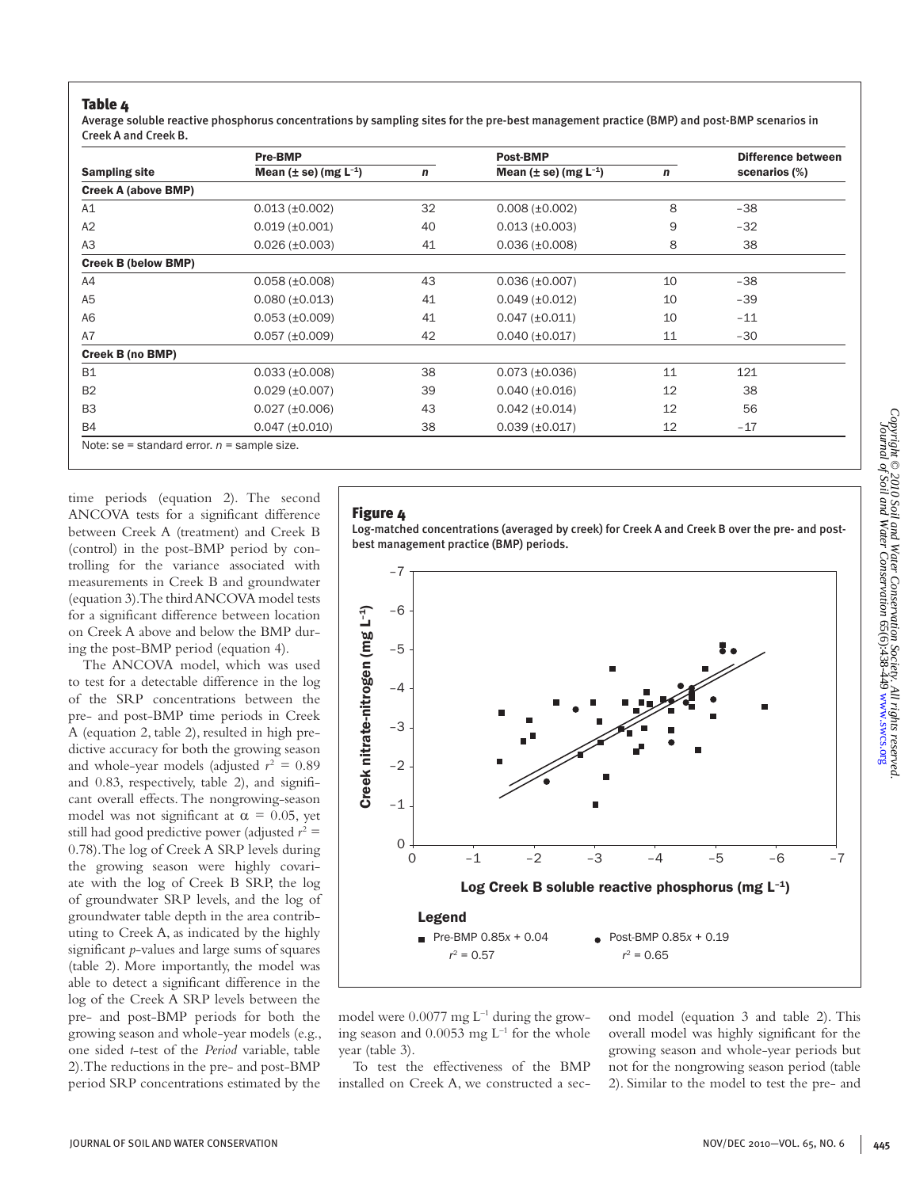**Table 4**

Average soluble reactive phosphorus concentrations by sampling sites for the pre-best management practice (BMP) and post-BMP scenarios in Creek A and Creek B.

| Sampling site | Pre-BMP Mean (± se) (mg L$^{-1}$) | n | Post-BMP Mean (± se) (mg L$^{-1}$) | n | Difference between scenarios (%) |
|---|---|---|---|---|---|
| **Creek A (above BMP)** | | | | | |
| A1 | 0.013 (±0.002) | 32 | 0.008 (±0.002) | 8 | −38 |
| A2 | 0.019 (±0.001) | 40 | 0.013 (±0.003) | 9 | −32 |
| A3 | 0.026 (±0.003) | 41 | 0.036 (±0.008) | 8 | 38 |
| **Creek B (below BMP)** | | | | | |
| A4 | 0.058 (±0.008) | 43 | 0.036 (±0.007) | 10 | −38 |
| A5 | 0.080 (±0.013) | 41 | 0.049 (±0.012) | 10 | −39 |
| A6 | 0.053 (±0.009) | 41 | 0.047 (±0.011) | 10 | −11 |
| A7 | 0.057 (±0.009) | 42 | 0.040 (±0.017) | 11 | −30 |
| **Creek B (no BMP)** | | | | | |
| B1 | 0.033 (±0.008) | 38 | 0.073 (±0.036) | 11 | 121 |
| B2 | 0.029 (±0.007) | 39 | 0.040 (±0.016) | 12 | 38 |
| B3 | 0.027 (±0.006) | 43 | 0.042 (±0.014) | 12 | 56 |
| B4 | 0.047 (±0.010) | 38 | 0.039 (±0.017) | 12 | −17 |

Note: se = standard error. n = sample size.

time periods (equation 2). The second ANCOVA tests for a significant difference between Creek A (treatment) and Creek B (control) in the post-BMP period by controlling for the variance associated with measurements in Creek B and groundwater (equation 3). The third ANCOVA model tests for a significant difference between location on Creek A above and below the BMP during the post-BMP period (equation 4).

The ANCOVA model, which was used to test for a detectable difference in the log of the SRP concentrations between the pre- and post-BMP time periods in Creek A (equation 2, table 2), resulted in high predictive accuracy for both the growing season and whole-year models (adjusted $r^2 = 0.89$ and 0.83, respectively, table 2), and significant overall effects. The nongrowing-season model was not significant at $\alpha = 0.05$, yet still had good predictive power (adjusted $r^2 = 0.78$). The log of Creek A SRP levels during the growing season were highly covariate with the log of Creek B SRP, the log of groundwater SRP levels, and the log of groundwater table depth in the area contributing to Creek A, as indicated by the highly significant *p*-values and large sums of squares (table 2). More importantly, the model was able to detect a significant difference in the log of the Creek A SRP levels between the pre- and post-BMP periods for both the growing season and whole-year models (e.g., one sided *t*-test of the *Period* variable, table 2). The reductions in the pre- and post-BMP period SRP concentrations estimated by the model were 0.0077 mg L$^{-1}$ during the growing season and 0.0053 mg L$^{-1}$ for the whole year (table 3).

To test the effectiveness of the BMP installed on Creek A, we constructed a second model (equation 3 and table 2). This overall model was highly significant for the growing season and whole-year periods but not for the nongrowing season period (table 2). Similar to the model to test the pre- and

**Figure 4**

Log-matched concentrations (averaged by creek) for Creek A and Creek B over the pre- and post-best management practice (BMP) periods.

Legend: Pre-BMP $0.85x + 0.04$, $r^2 = 0.57$; Post-BMP $0.85x + 0.19$, $r^2 = 0.65$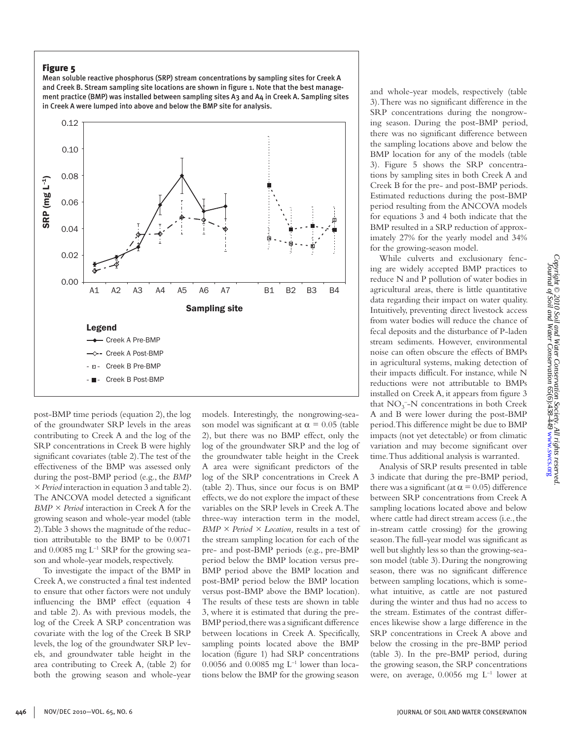## Figure 5

Mean soluble reactive phosphorus (SRP) stream concentrations by sampling sites for Creek A and Creek B. Stream sampling site locations are shown in figure 1. Note that the best management practice (BMP) was installed between sampling sites A3 and A4 in Creek A. Sampling sites in Creek A were lumped into above and below the BMP site for analysis.

post-BMP time periods (equation 2), the log of the groundwater SRP levels in the areas contributing to Creek A and the log of the SRP concentrations in Creek B were highly significant covariates (table 2). The test of the effectiveness of the BMP was assessed only during the post-BMP period (e.g., the *BMP × Period* interaction in equation 3 and table 2). The ANCOVA model detected a significant *BMP × Period* interaction in Creek A for the growing season and whole-year model (table 2). Table 3 shows the magnitude of the reduction attributable to the BMP to be 0.0071 and 0.0085 mg $L^{-1}$ SRP for the growing season and whole-year models, respectively.

To investigate the impact of the BMP in Creek A, we constructed a final test indented to ensure that other factors were not unduly influencing the BMP effect (equation 4 and table 2). As with previous models, the log of the Creek A SRP concentration was covariate with the log of the Creek B SRP levels, the log of the groundwater SRP levels, and groundwater table height in the area contributing to Creek A, (table 2) for both the growing season and whole-year models. Interestingly, the nongrowing-season model was significant at $\alpha = 0.05$ (table 2), but there was no BMP effect, only the log of the groundwater SRP and the log of the groundwater table height in the Creek A area were significant predictors of the log of the SRP concentrations in Creek A (table 2). Thus, since our focus is on BMP effects, we do not explore the impact of these variables on the SRP levels in Creek A. The three-way interaction term in the model, *BMP × Period × Location,* results in a test of the stream sampling location for each of the pre- and post-BMP periods (e.g., pre-BMP period below the BMP location versus pre-BMP period above the BMP location and post-BMP period below the BMP location versus post-BMP above the BMP location). The results of these tests are shown in table 3, where it is estimated that during the pre-BMP period, there was a significant difference between locations in Creek A. Specifically, sampling points located above the BMP location (figure 1) had SRP concentrations 0.0056 and 0.0085 mg $L^{-1}$ lower than locations below the BMP for the growing season and whole-year models, respectively (table 3). There was no significant difference in the SRP concentrations during the nongrowing season. During the post-BMP period, there was no significant difference between the sampling locations above and below the BMP location for any of the models (table 3). Figure 5 shows the SRP concentrations by sampling sites in both Creek A and Creek B for the pre- and post-BMP periods. Estimated reductions during the post-BMP period resulting from the ANCOVA models for equations 3 and 4 both indicate that the BMP resulted in a SRP reduction of approximately 27% for the yearly model and 34% for the growing-season model.

While culverts and exclusionary fencing are widely accepted BMP practices to reduce N and P pollution of water bodies in agricultural areas, there is little quantitative data regarding their impact on water quality. Intuitively, preventing direct livestock access from water bodies will reduce the chance of fecal deposits and the disturbance of P-laden stream sediments. However, environmental noise can often obscure the effects of BMPs in agricultural systems, making detection of their impacts difficult. For instance, while N reductions were not attributable to BMPs installed on Creek A, it appears from figure 3 that $NO_3^-$-N concentrations in both Creek A and B were lower during the post-BMP period. This difference might be due to BMP impacts (not yet detectable) or from climatic variation and may become significant over time. Thus additional analysis is warranted.

Analysis of SRP results presented in table 3 indicate that during the pre-BMP period, there was a significant (at $\alpha = 0.05$) difference between SRP concentrations from Creek A sampling locations located above and below where cattle had direct stream access (i.e., the in-stream cattle crossing) for the growing season. The full-year model was significant as well but slightly less so than the growing-season model (table 3). During the nongrowing season, there was no significant difference between sampling locations, which is somewhat intuitive, as cattle are not pastured during the winter and thus had no access to the stream. Estimates of the contrast differences likewise show a large difference in the SRP concentrations in Creek A above and below the crossing in the pre-BMP period (table 3). In the pre-BMP period, during the growing season, the SRP concentrations were, on average, 0.0056 mg $L^{-1}$ lower at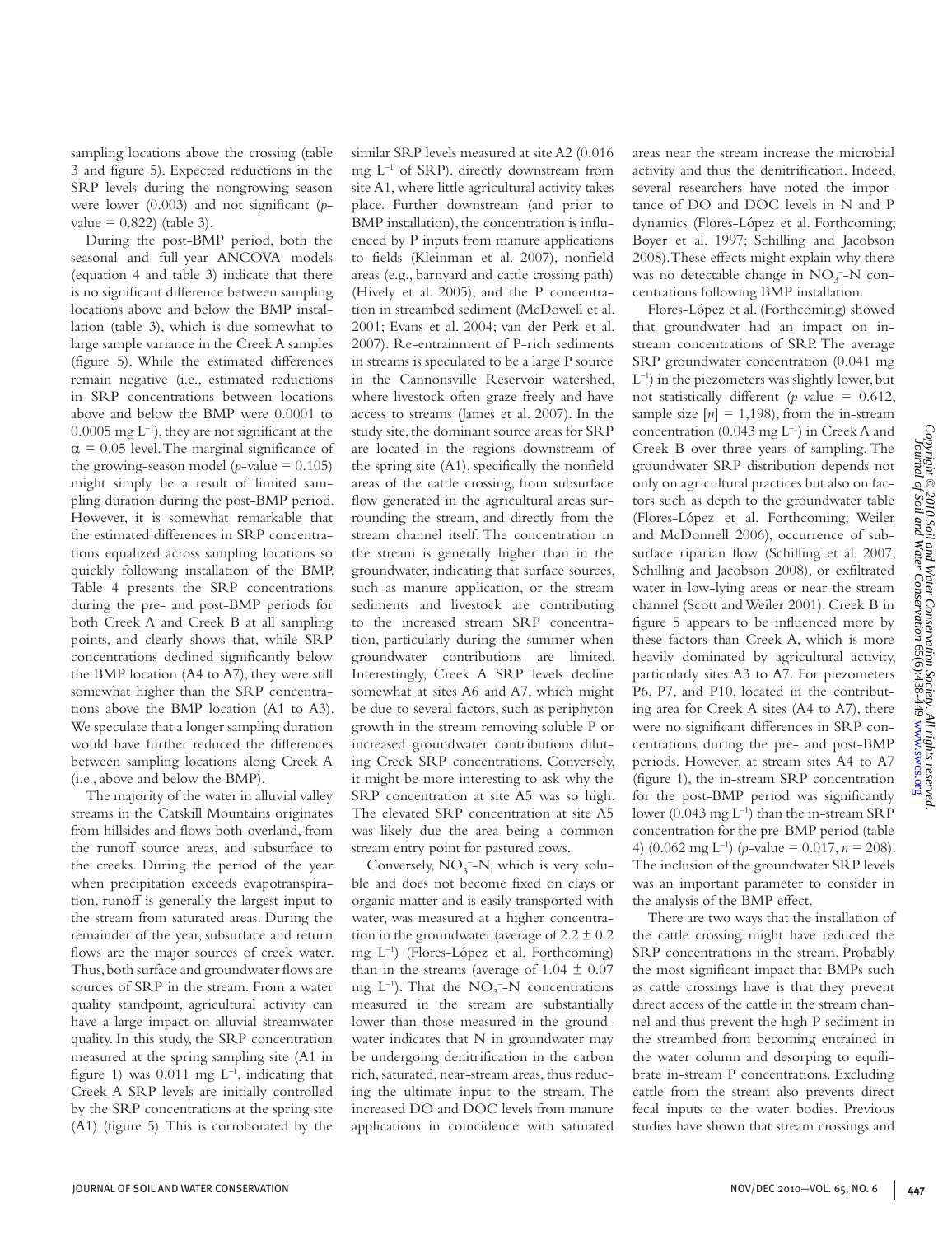sampling locations above the crossing (table 3 and figure 5). Expected reductions in the SRP levels during the nongrowing season were lower (0.003) and not significant ($p$-value = 0.822) (table 3).

During the post-BMP period, both the seasonal and full-year ANCOVA models (equation 4 and table 3) indicate that there is no significant difference between sampling locations above and below the BMP installation (table 3), which is due somewhat to large sample variance in the Creek A samples (figure 5). While the estimated differences remain negative (i.e., estimated reductions in SRP concentrations between locations above and below the BMP were 0.0001 to 0.0005 mg $L^{-1}$), they are not significant at the $\alpha$ = 0.05 level. The marginal significance of the growing-season model ($p$-value = 0.105) might simply be a result of limited sampling duration during the post-BMP period. However, it is somewhat remarkable that the estimated differences in SRP concentrations equalized across sampling locations so quickly following installation of the BMP. Table 4 presents the SRP concentrations during the pre- and post-BMP periods for both Creek A and Creek B at all sampling points, and clearly shows that, while SRP concentrations declined significantly below the BMP location (A4 to A7), they were still somewhat higher than the SRP concentrations above the BMP location (A1 to A3). We speculate that a longer sampling duration would have further reduced the differences between sampling locations along Creek A (i.e., above and below the BMP).

The majority of the water in alluvial valley streams in the Catskill Mountains originates from hillsides and flows both overland, from the runoff source areas, and subsurface to the creeks. During the period of the year when precipitation exceeds evapotranspiration, runoff is generally the largest input to the stream from saturated areas. During the remainder of the year, subsurface and return flows are the major sources of creek water. Thus, both surface and groundwater flows are sources of SRP in the stream. From a water quality standpoint, agricultural activity can have a large impact on alluvial streamwater quality. In this study, the SRP concentration measured at the spring sampling site (A1 in figure 1) was 0.011 mg $L^{-1}$, indicating that Creek A SRP levels are initially controlled by the SRP concentrations at the spring site (A1) (figure 5). This is corroborated by the similar SRP levels measured at site A2 (0.016 mg $L^{-1}$ of SRP). directly downstream from site A1, where little agricultural activity takes place. Further downstream (and prior to BMP installation), the concentration is influenced by P inputs from manure applications to fields (Kleinman et al. 2007), nonfield areas (e.g., barnyard and cattle crossing path) (Hively et al. 2005), and the P concentration in streambed sediment (McDowell et al. 2001; Evans et al. 2004; van der Perk et al. 2007). Re-entrainment of P-rich sediments in streams is speculated to be a large P source in the Cannonsville Reservoir watershed, where livestock often graze freely and have access to streams (James et al. 2007). In the study site, the dominant source areas for SRP are located in the regions downstream of the spring site (A1), specifically the nonfield areas of the cattle crossing, from subsurface flow generated in the agricultural areas surrounding the stream, and directly from the stream channel itself. The concentration in the stream is generally higher than in the groundwater, indicating that surface sources, such as manure application, or the stream sediments and livestock are contributing to the increased stream SRP concentration, particularly during the summer when groundwater contributions are limited. Interestingly, Creek A SRP levels decline somewhat at sites A6 and A7, which might be due to several factors, such as periphyton growth in the stream removing soluble P or increased groundwater contributions diluting Creek SRP concentrations. Conversely, it might be more interesting to ask why the SRP concentration at site A5 was so high. The elevated SRP concentration at site A5 was likely due the area being a common stream entry point for pastured cows.

Conversely, $NO_3^-$-N, which is very soluble and does not become fixed on clays or organic matter and is easily transported with water, was measured at a higher concentration in the groundwater (average of 2.2 ± 0.2 mg $L^{-1}$) (Flores-López et al. Forthcoming) than in the streams (average of 1.04 ± 0.07 mg $L^{-1}$). That the $NO_3^-$-N concentrations measured in the stream are substantially lower than those measured in the groundwater indicates that N in groundwater may be undergoing denitrification in the carbon rich, saturated, near-stream areas, thus reducing the ultimate input to the stream. The increased DO and DOC levels from manure applications in coincidence with saturated areas near the stream increase the microbial activity and thus the denitrification. Indeed, several researchers have noted the importance of DO and DOC levels in N and P dynamics (Flores-López et al. Forthcoming; Boyer et al. 1997; Schilling and Jacobson 2008). These effects might explain why there was no detectable change in $NO_3^-$-N concentrations following BMP installation.

Flores-López et al. (Forthcoming) showed that groundwater had an impact on in-stream concentrations of SRP. The average SRP groundwater concentration (0.041 mg $L^{-1}$) in the piezometers was slightly lower, but not statistically different ($p$-value = 0.612, sample size [$n$] = 1,198), from the in-stream concentration (0.043 mg $L^{-1}$) in Creek A and Creek B over three years of sampling. The groundwater SRP distribution depends not only on agricultural practices but also on factors such as depth to the groundwater table (Flores-López et al. Forthcoming; Weiler and McDonnell 2006), occurrence of subsurface riparian flow (Schilling et al. 2007; Schilling and Jacobson 2008), or exfiltrated water in low-lying areas or near the stream channel (Scott and Weiler 2001). Creek B in figure 5 appears to be influenced more by these factors than Creek A, which is more heavily dominated by agricultural activity, particularly sites A3 to A7. For piezometers P6, P7, and P10, located in the contributing area for Creek A sites (A4 to A7), there were no significant differences in SRP concentrations during the pre- and post-BMP periods. However, at stream sites A4 to A7 (figure 1), the in-stream SRP concentration for the post-BMP period was significantly lower (0.043 mg $L^{-1}$) than the in-stream SRP concentration for the pre-BMP period (table 4) (0.062 mg $L^{-1}$) ($p$-value = 0.017, $n$ = 208). The inclusion of the groundwater SRP levels was an important parameter to consider in the analysis of the BMP effect.

There are two ways that the installation of the cattle crossing might have reduced the SRP concentrations in the stream. Probably the most significant impact that BMPs such as cattle crossings have is that they prevent direct access of the cattle in the stream channel and thus prevent the high P sediment in the streambed from becoming entrained in the water column and desorping to equilibrate in-stream P concentrations. Excluding cattle from the stream also prevents direct fecal inputs to the water bodies. Previous studies have shown that stream crossings and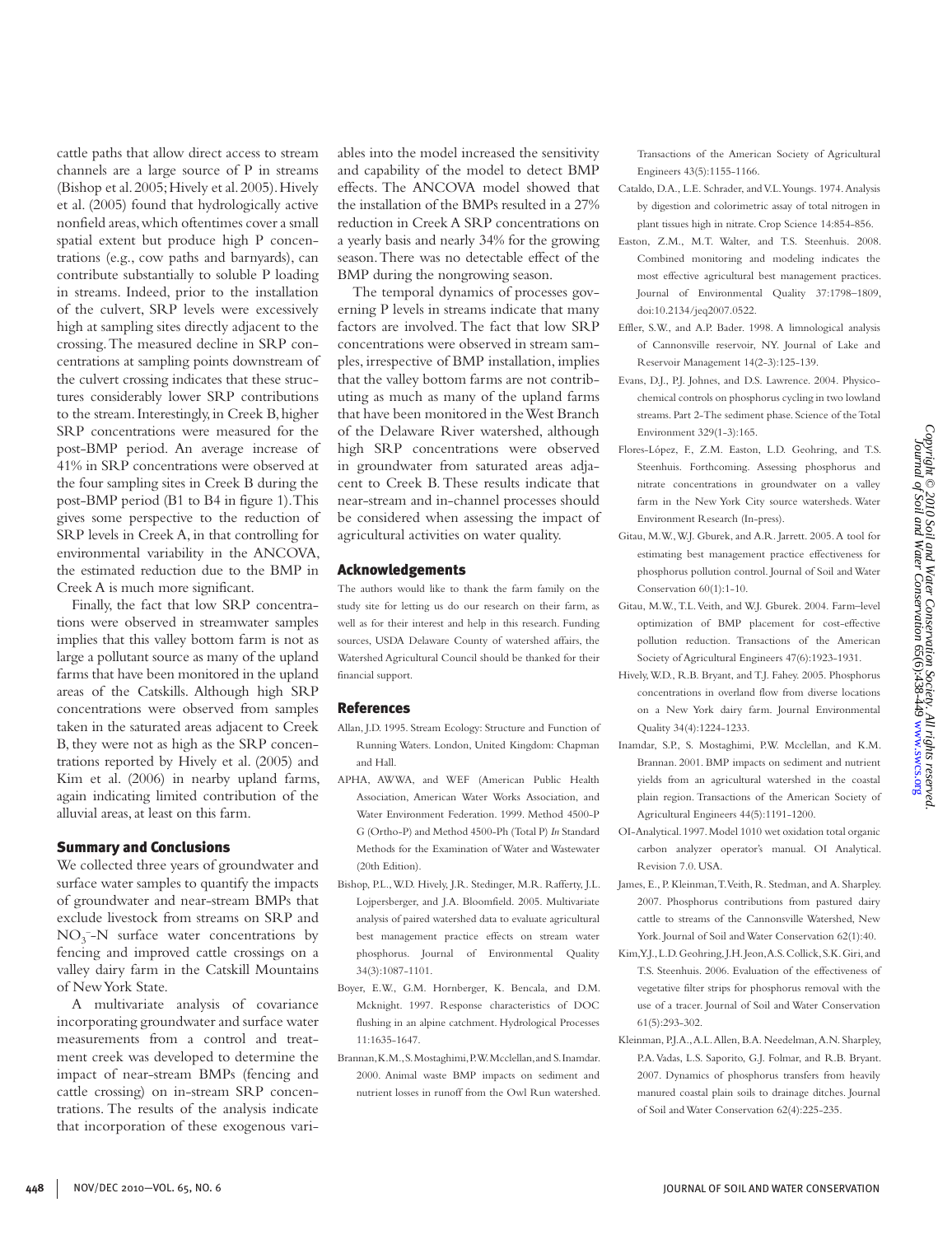cattle paths that allow direct access to stream channels are a large source of P in streams (Bishop et al. 2005; Hively et al. 2005). Hively et al. (2005) found that hydrologically active nonfield areas, which oftentimes cover a small spatial extent but produce high P concentrations (e.g., cow paths and barnyards), can contribute substantially to soluble P loading in streams. Indeed, prior to the installation of the culvert, SRP levels were excessively high at sampling sites directly adjacent to the crossing. The measured decline in SRP concentrations at sampling points downstream of the culvert crossing indicates that these structures considerably lower SRP contributions to the stream. Interestingly, in Creek B, higher SRP concentrations were measured for the post-BMP period. An average increase of 41% in SRP concentrations were observed at the four sampling sites in Creek B during the post-BMP period (B1 to B4 in figure 1). This gives some perspective to the reduction of SRP levels in Creek A, in that controlling for environmental variability in the ANCOVA, the estimated reduction due to the BMP in Creek A is much more significant.

Finally, the fact that low SRP concentrations were observed in streamwater samples implies that this valley bottom farm is not as large a pollutant source as many of the upland farms that have been monitored in the upland areas of the Catskills. Although high SRP concentrations were observed from samples taken in the saturated areas adjacent to Creek B, they were not as high as the SRP concentrations reported by Hively et al. (2005) and Kim et al. (2006) in nearby upland farms, again indicating limited contribution of the alluvial areas, at least on this farm.

## Summary and Conclusions

We collected three years of groundwater and surface water samples to quantify the impacts of groundwater and near-stream BMPs that exclude livestock from streams on SRP and $NO_3^-$-N surface water concentrations by fencing and improved cattle crossings on a valley dairy farm in the Catskill Mountains of New York State.

A multivariate analysis of covariance incorporating groundwater and surface water measurements from a control and treatment creek was developed to determine the impact of near-stream BMPs (fencing and cattle crossing) on in-stream SRP concentrations. The results of the analysis indicate that incorporation of these exogenous variables into the model increased the sensitivity and capability of the model to detect BMP effects. The ANCOVA model showed that the installation of the BMPs resulted in a 27% reduction in Creek A SRP concentrations on a yearly basis and nearly 34% for the growing season. There was no detectable effect of the BMP during the nongrowing season.

The temporal dynamics of processes governing P levels in streams indicate that many factors are involved. The fact that low SRP concentrations were observed in stream samples, irrespective of BMP installation, implies that the valley bottom farms are not contributing as much as many of the upland farms that have been monitored in the West Branch of the Delaware River watershed, although high SRP concentrations were observed in groundwater from saturated areas adjacent to Creek B. These results indicate that near-stream and in-channel processes should be considered when assessing the impact of agricultural activities on water quality.

## Acknowledgements

The authors would like to thank the farm family on the study site for letting us do our research on their farm, as well as for their interest and help in this research. Funding sources, USDA Delaware County of watershed affairs, the Watershed Agricultural Council should be thanked for their financial support.

## References

Allan, J.D. 1995. Stream Ecology: Structure and Function of Running Waters. London, United Kingdom: Chapman and Hall.

APHA, AWWA, and WEF (American Public Health Association, American Water Works Association, and Water Environment Federation. 1999. Method 4500-P G (Ortho-P) and Method 4500-Ph (Total P) *In* Standard Methods for the Examination of Water and Wastewater (20th Edition).

Bishop, P.L., W.D. Hively, J.R. Stedinger, M.R. Rafferty, J.L. Lojpersberger, and J.A. Bloomfield. 2005. Multivariate analysis of paired watershed data to evaluate agricultural best management practice effects on stream water phosphorus. Journal of Environmental Quality 34(3):1087-1101.

Boyer, E.W., G.M. Hornberger, K. Bencala, and D.M. Mcknight. 1997. Response characteristics of DOC flushing in an alpine catchment. Hydrological Processes 11:1635-1647.

Brannan, K.M., S. Mostaghimi, P.W. Mcclellan, and S. Inamdar. 2000. Animal waste BMP impacts on sediment and nutrient losses in runoff from the Owl Run watershed. Transactions of the American Society of Agricultural Engineers 43(5):1155-1166.

Cataldo, D.A., L.E. Schrader, and V.L. Youngs. 1974. Analysis by digestion and colorimetric assay of total nitrogen in plant tissues high in nitrate. Crop Science 14:854-856.

Easton, Z.M., M.T. Walter, and T.S. Steenhuis. 2008. Combined monitoring and modeling indicates the most effective agricultural best management practices. Journal of Environmental Quality 37:1798–1809, doi:10.2134/jeq2007.0522.

Effler, S.W., and A.P. Bader. 1998. A limnological analysis of Cannonsville reservoir, NY. Journal of Lake and Reservoir Management 14(2-3):125-139.

Evans, D.J., P.J. Johnes, and D.S. Lawrence. 2004. Physico-chemical controls on phosphorus cycling in two lowland streams. Part 2-The sediment phase. Science of the Total Environment 329(1-3):165.

Flores-López, F., Z.M. Easton, L.D. Geohring, and T.S. Steenhuis. Forthcoming. Assessing phosphorus and nitrate concentrations in groundwater on a valley farm in the New York City source watersheds. Water Environment Research (In-press).

Gitau, M.W., W.J. Gburek, and A.R. Jarrett. 2005. A tool for estimating best management practice effectiveness for phosphorus pollution control. Journal of Soil and Water Conservation 60(1):1-10.

Gitau, M.W., T.L. Veith, and W.J. Gburek. 2004. Farm–level optimization of BMP placement for cost-effective pollution reduction. Transactions of the American Society of Agricultural Engineers 47(6):1923-1931.

Hively, W.D., R.B. Bryant, and T.J. Fahey. 2005. Phosphorus concentrations in overland flow from diverse locations on a New York dairy farm. Journal Environmental Quality 34(4):1224-1233.

Inamdar, S.P., S. Mostaghimi, P.W. Mcclellan, and K.M. Brannan. 2001. BMP impacts on sediment and nutrient yields from an agricultural watershed in the coastal plain region. Transactions of the American Society of Agricultural Engineers 44(5):1191-1200.

OI-Analytical. 1997. Model 1010 wet oxidation total organic carbon analyzer operator's manual. OI Analytical. Revision 7.0. USA.

James, E., P. Kleinman, T. Veith, R. Stedman, and A. Sharpley. 2007. Phosphorus contributions from pastured dairy cattle to streams of the Cannonsville Watershed, New York. Journal of Soil and Water Conservation 62(1):40.

Kim, Y.J., L.D. Geohring, J.H. Jeon, A.S. Collick, S.K. Giri, and T.S. Steenhuis. 2006. Evaluation of the effectiveness of vegetative filter strips for phosphorus removal with the use of a tracer. Journal of Soil and Water Conservation 61(5):293-302.

Kleinman, P.J.A., A.L. Allen, B.A. Needelman, A.N. Sharpley, P.A. Vadas, L.S. Saporito, G.J. Folmar, and R.B. Bryant. 2007. Dynamics of phosphorus transfers from heavily manured coastal plain soils to drainage ditches. Journal of Soil and Water Conservation 62(4):225-235.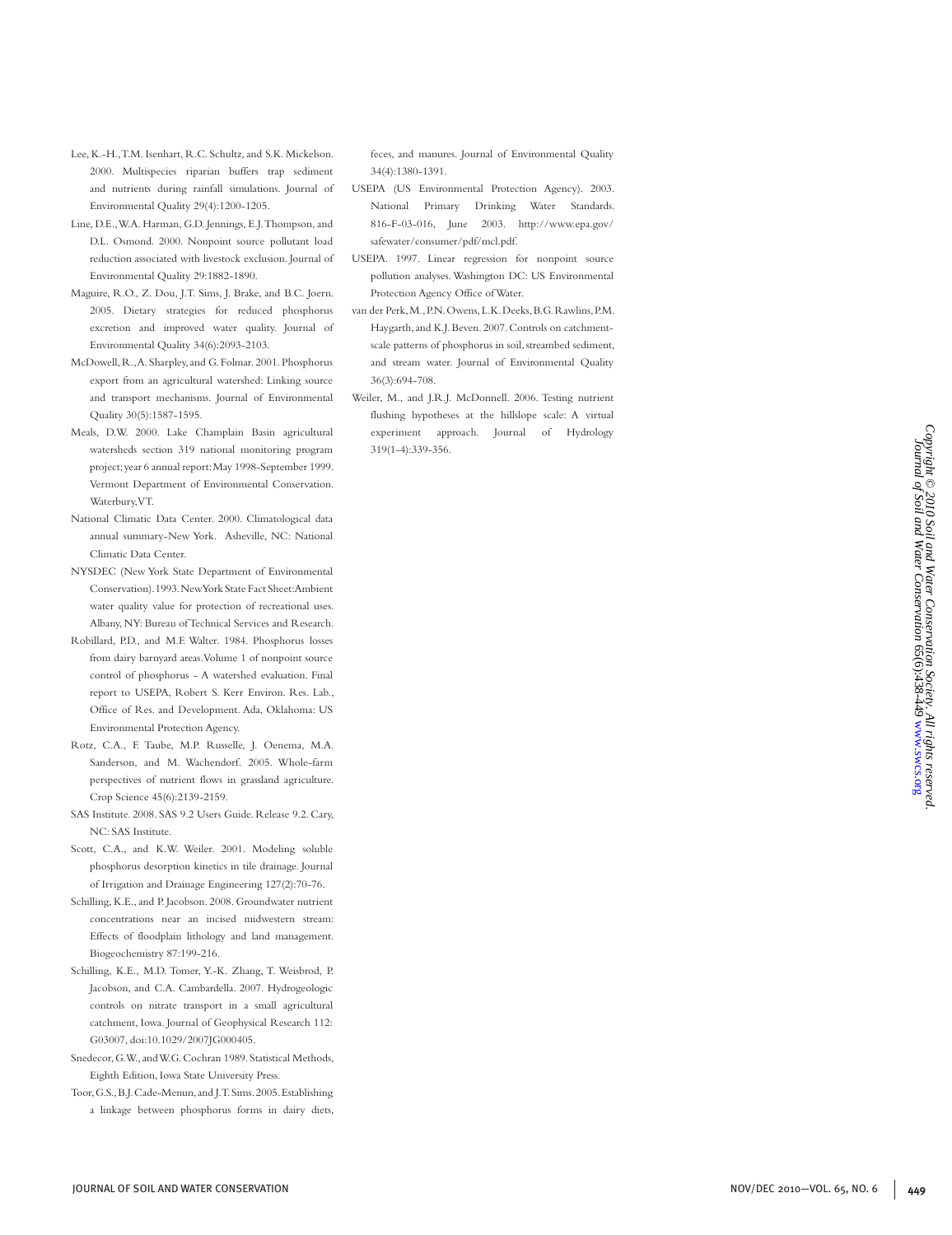Lee, K.-H., T.M. Isenhart, R.C. Schultz, and S.K. Mickelson. 2000. Multispecies riparian buffers trap sediment and nutrients during rainfall simulations. Journal of Environmental Quality 29(4):1200-1205.

Line, D.E., W.A. Harman, G.D. Jennings, E.J. Thompson, and D.L. Osmond. 2000. Nonpoint source pollutant load reduction associated with livestock exclusion. Journal of Environmental Quality 29:1882-1890.

Maguire, R.O., Z. Dou, J.T. Sims, J. Brake, and B.C. Joern. 2005. Dietary strategies for reduced phosphorus excretion and improved water quality. Journal of Environmental Quality 34(6):2093-2103.

McDowell, R., A. Sharpley, and G. Folmar. 2001. Phosphorus export from an agricultural watershed: Linking source and transport mechanisms. Journal of Environmental Quality 30(5):1587-1595.

Meals, D.W. 2000. Lake Champlain Basin agricultural watersheds section 319 national monitoring program project; year 6 annual report: May 1998-September 1999. Vermont Department of Environmental Conservation. Waterbury, VT.

National Climatic Data Center. 2000. Climatological data annual summary-New York. Asheville, NC: National Climatic Data Center.

NYSDEC (New York State Department of Environmental Conservation). 1993. New York State Fact Sheet: Ambient water quality value for protection of recreational uses. Albany, NY: Bureau of Technical Services and Research.

Robillard, P.D., and M.F. Walter. 1984. Phosphorus losses from dairy barnyard areas. Volume 1 of nonpoint source control of phosphorus - A watershed evaluation. Final report to USEPA, Robert S. Kerr Environ. Res. Lab., Office of Res. and Development. Ada, Oklahoma: US Environmental Protection Agency.

Rotz, C.A., F. Taube, M.P. Russelle, J. Oenema, M.A. Sanderson, and M. Wachendorf. 2005. Whole-farm perspectives of nutrient flows in grassland agriculture. Crop Science 45(6):2139-2159.

SAS Institute. 2008. SAS 9.2 Users Guide. Release 9.2. Cary, NC: SAS Institute.

Scott, C.A., and K.W. Weiler. 2001. Modeling soluble phosphorus desorption kinetics in tile drainage. Journal of Irrigation and Drainage Engineering 127(2):70-76.

Schilling, K.E., and P. Jacobson. 2008. Groundwater nutrient concentrations near an incised midwestern stream: Effects of floodplain lithology and land management. Biogeochemistry 87:199-216.

Schilling, K.E., M.D. Tomer, Y.-K. Zhang, T. Weisbrod, P. Jacobson, and C.A. Cambardella. 2007. Hydrogeologic controls on nitrate transport in a small agricultural catchment, Iowa. Journal of Geophysical Research 112: G03007, doi:10.1029/2007JG000405.

Snedecor, G.W., and W.G. Cochran 1989. Statistical Methods, Eighth Edition, Iowa State University Press.

Toor, G.S., B.J. Cade-Menun, and J.T. Sims. 2005. Establishing a linkage between phosphorus forms in dairy diets, feces, and manures. Journal of Environmental Quality 34(4):1380-1391.

USEPA (US Environmental Protection Agency). 2003. National Primary Drinking Water Standards. 816-F-03-016, June 2003. http://www.epa.gov/safewater/consumer/pdf/mcl.pdf.

USEPA. 1997. Linear regression for nonpoint source pollution analyses. Washington DC: US Environmental Protection Agency Office of Water.

van der Perk, M., P.N. Owens, L.K. Deeks, B.G. Rawlins, P.M. Haygarth, and K.J. Beven. 2007. Controls on catchment-scale patterns of phosphorus in soil, streambed sediment, and stream water. Journal of Environmental Quality 36(3):694-708.

Weiler, M., and J.R.J. McDonnell. 2006. Testing nutrient flushing hypotheses at the hillslope scale: A virtual experiment approach. Journal of Hydrology 319(1-4):339-356.